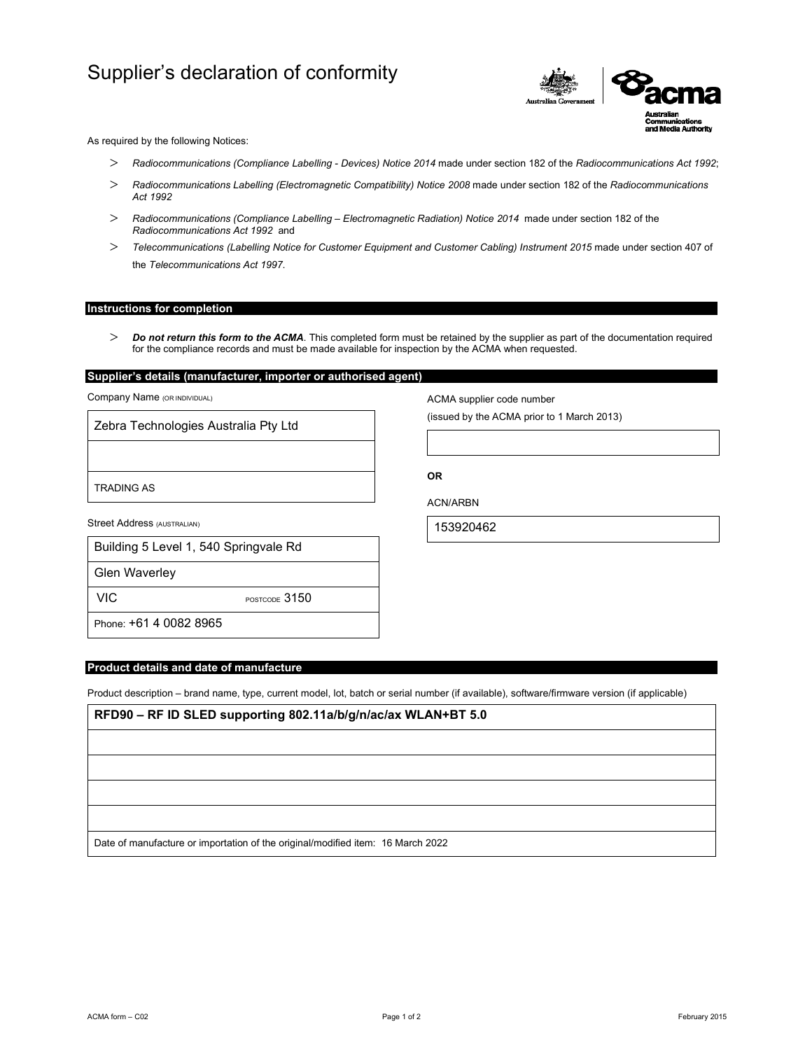# Supplier's declaration of conformity

As required by the following Notices:

- *Radiocommunications (Compliance Labelling - Devices) Notice 2014* made under section 182 of the *Radiocommunications Act 1992*;
- *Radiocommunications Labelling (Electromagnetic Compatibility) Notice 2008* made under section 182 of the *Radiocommunications Act 1992*
- *Radiocommunications (Compliance Labelling – Electromagnetic Radiation) Notice 2014* made under section 182 of the *Radiocommunications Act 1992* and
- *Telecommunications (Labelling Notice for Customer Equipment and Customer Cabling) Instrument 2015* made under section 407 of the *Telecommunications Act 1997*.

## Instructions for completion

- ***Do not return this form to the ACMA***. This completed form must be retained by the supplier as part of the documentation required for the compliance records and must be made available for inspection by the ACMA when requested.

## Supplier's details (manufacturer, importer or authorised agent)

Company Name (OR INDIVIDUAL)

Zebra Technologies Australia Pty Ltd

TRADING AS

Street Address (AUSTRALIAN)

Building 5 Level 1, 540 Springvale Rd

Glen Waverley

VIC POSTCODE 3150

Phone: +61 4 0082 8965

ACMA supplier code number

(issued by the ACMA prior to 1 March 2013)

**OR**

ACN/ARBN

153920462

## Product details and date of manufacture

Product description – brand name, type, current model, lot, batch or serial number (if available), software/firmware version (if applicable)

**RFD90 – RF ID SLED supporting 802.11a/b/g/n/ac/ax WLAN+BT 5.0**

Date of manufacture or importation of the original/modified item: 16 March 2022

ACMA form – C02

February 2015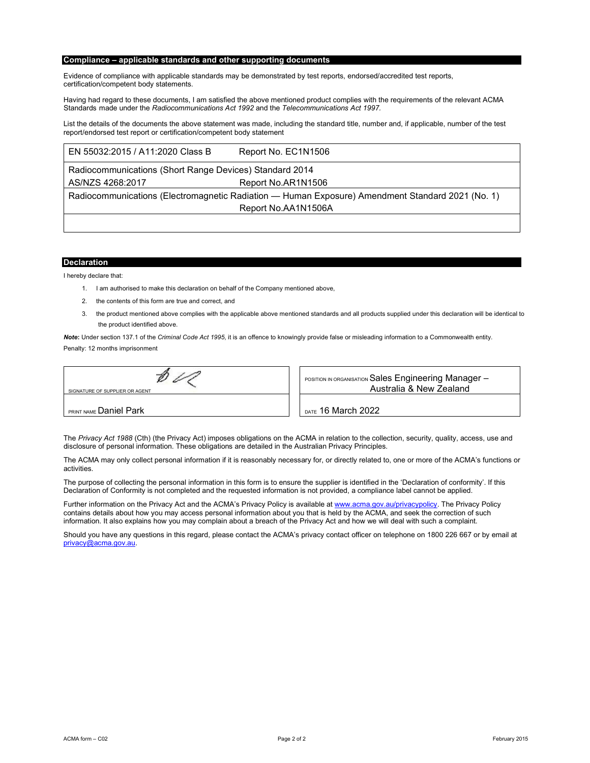## Compliance – applicable standards and other supporting documents

Evidence of compliance with applicable standards may be demonstrated by test reports, endorsed/accredited test reports, certification/competent body statements.

Having had regard to these documents, I am satisfied the above mentioned product complies with the requirements of the relevant ACMA Standards made under the *Radiocommunications Act 1992* and the *Telecommunications Act 1997.*

List the details of the documents the above statement was made, including the standard title, number and, if applicable, number of the test report/endorsed test report or certification/competent body statement

| | |
|---|---|
| EN 55032:2015 / A11:2020 Class B | Report No. EC1N1506 |
| Radiocommunications (Short Range Devices) Standard 2014 | |
| AS/NZS 4268:2017 | Report No.AR1N1506 |
| Radiocommunications (Electromagnetic Radiation — Human Exposure) Amendment Standard 2021 (No. 1) | |
| | Report No.AA1N1506A |
| | |

## Declaration

I hereby declare that:

1. I am authorised to make this declaration on behalf of the Company mentioned above,
2. the contents of this form are true and correct, and
3. the product mentioned above complies with the applicable above mentioned standards and all products supplied under this declaration will be identical to the product identified above.

***Note*:** Under section 137.1 of the *Criminal Code Act 1995*, it is an offence to knowingly provide false or misleading information to a Commonwealth entity.

Penalty: 12 months imprisonment

| | |
|---|---|
| SIGNATURE OF SUPPLIER OR AGENT | POSITION IN ORGANISATION Sales Engineering Manager – Australia & New Zealand |
| PRINT NAME Daniel Park | DATE 16 March 2022 |

The *Privacy Act 1988* (Cth) (the Privacy Act) imposes obligations on the ACMA in relation to the collection, security, quality, access, use and disclosure of personal information. These obligations are detailed in the Australian Privacy Principles.

The ACMA may only collect personal information if it is reasonably necessary for, or directly related to, one or more of the ACMA's functions or activities.

The purpose of collecting the personal information in this form is to ensure the supplier is identified in the 'Declaration of conformity'. If this Declaration of Conformity is not completed and the requested information is not provided, a compliance label cannot be applied.

Further information on the Privacy Act and the ACMA's Privacy Policy is available at www.acma.gov.au/privacypolicy. The Privacy Policy contains details about how you may access personal information about you that is held by the ACMA, and seek the correction of such information. It also explains how you may complain about a breach of the Privacy Act and how we will deal with such a complaint.

Should you have any questions in this regard, please contact the ACMA's privacy contact officer on telephone on 1800 226 667 or by email at privacy@acma.gov.au.